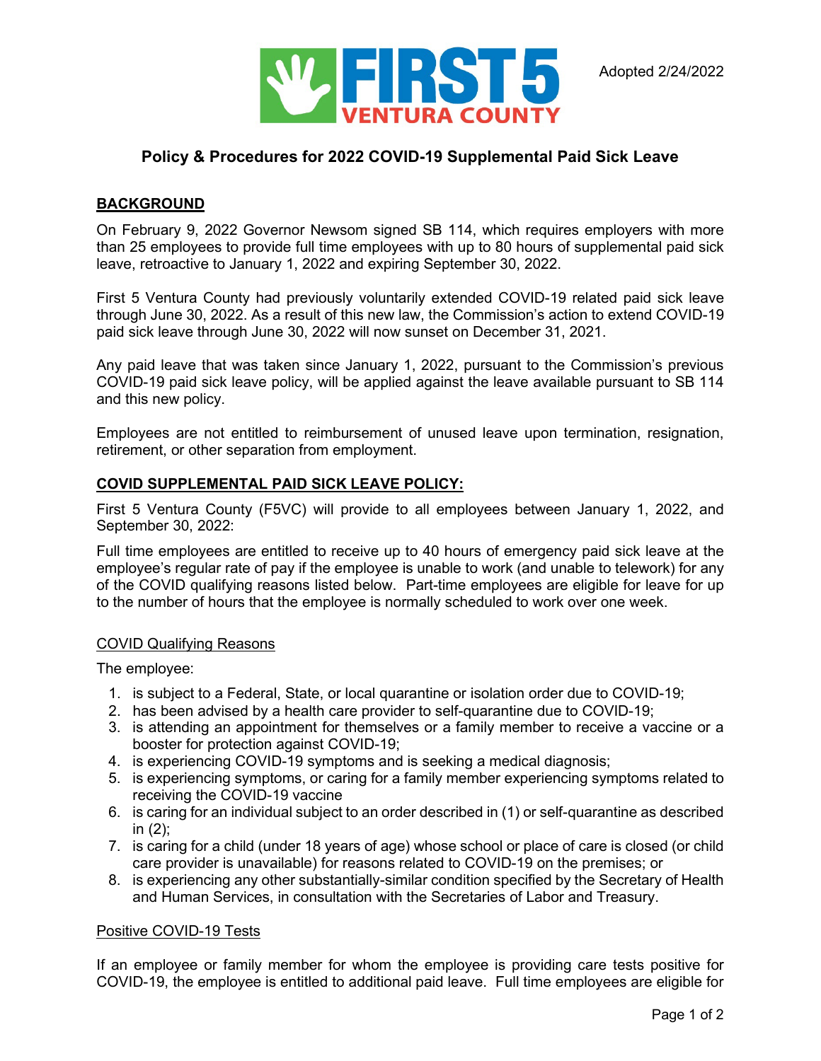FIRST 5 VENTURA COUNTY

Adopted 2/24/2022

# Policy & Procedures for 2022 COVID-19 Supplemental Paid Sick Leave

## BACKGROUND

On February 9, 2022 Governor Newsom signed SB 114, which requires employers with more than 25 employees to provide full time employees with up to 80 hours of supplemental paid sick leave, retroactive to January 1, 2022 and expiring September 30, 2022.

First 5 Ventura County had previously voluntarily extended COVID-19 related paid sick leave through June 30, 2022. As a result of this new law, the Commission's action to extend COVID-19 paid sick leave through June 30, 2022 will now sunset on December 31, 2021.

Any paid leave that was taken since January 1, 2022, pursuant to the Commission's previous COVID-19 paid sick leave policy, will be applied against the leave available pursuant to SB 114 and this new policy.

Employees are not entitled to reimbursement of unused leave upon termination, resignation, retirement, or other separation from employment.

## COVID SUPPLEMENTAL PAID SICK LEAVE POLICY:

First 5 Ventura County (F5VC) will provide to all employees between January 1, 2022, and September 30, 2022:

Full time employees are entitled to receive up to 40 hours of emergency paid sick leave at the employee's regular rate of pay if the employee is unable to work (and unable to telework) for any of the COVID qualifying reasons listed below. Part-time employees are eligible for leave for up to the number of hours that the employee is normally scheduled to work over one week.

### COVID Qualifying Reasons

The employee:

1. is subject to a Federal, State, or local quarantine or isolation order due to COVID-19;
2. has been advised by a health care provider to self-quarantine due to COVID-19;
3. is attending an appointment for themselves or a family member to receive a vaccine or a booster for protection against COVID-19;
4. is experiencing COVID-19 symptoms and is seeking a medical diagnosis;
5. is experiencing symptoms, or caring for a family member experiencing symptoms related to receiving the COVID-19 vaccine
6. is caring for an individual subject to an order described in (1) or self-quarantine as described in (2);
7. is caring for a child (under 18 years of age) whose school or place of care is closed (or child care provider is unavailable) for reasons related to COVID-19 on the premises; or
8. is experiencing any other substantially-similar condition specified by the Secretary of Health and Human Services, in consultation with the Secretaries of Labor and Treasury.

### Positive COVID-19 Tests

If an employee or family member for whom the employee is providing care tests positive for COVID-19, the employee is entitled to additional paid leave. Full time employees are eligible for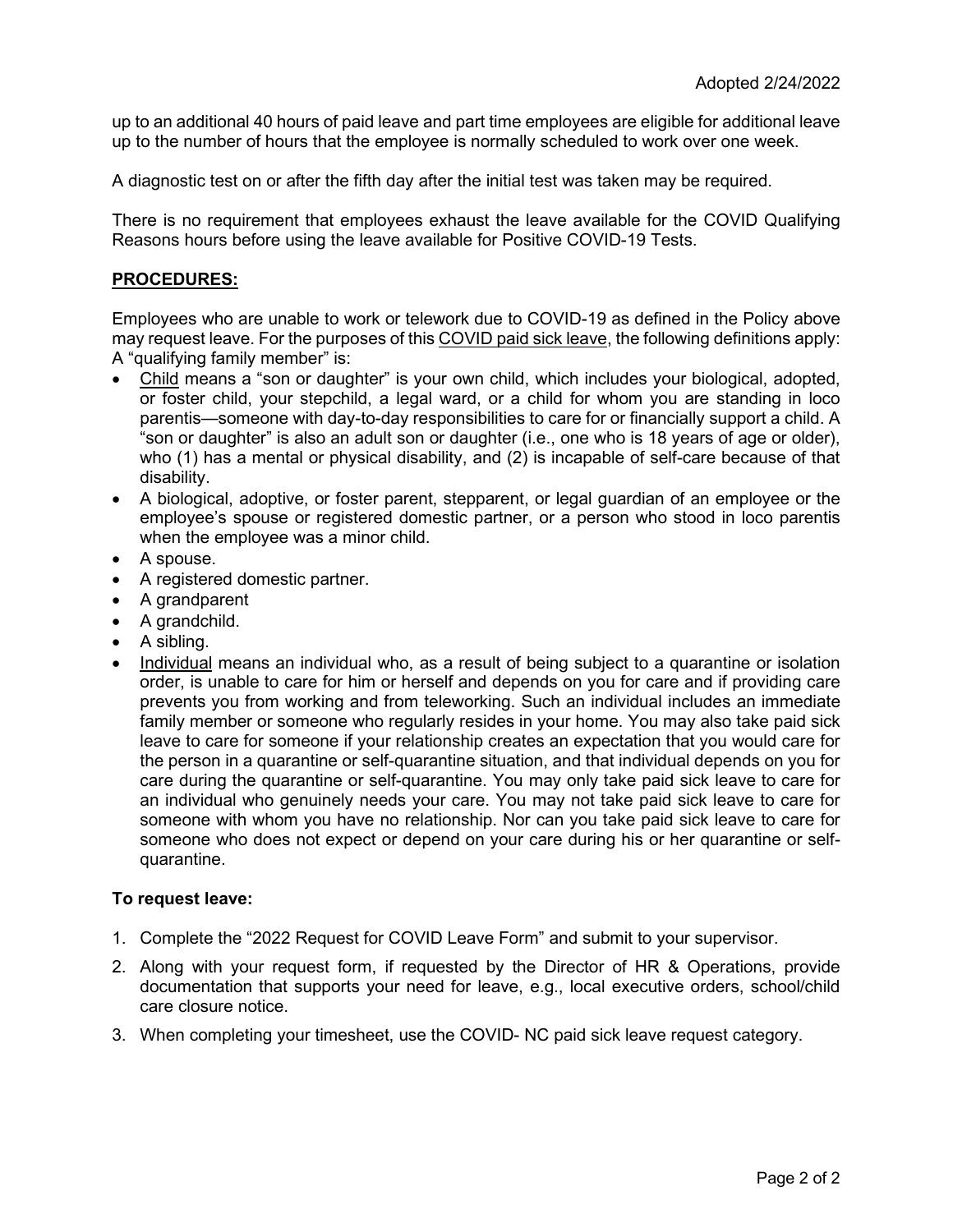up to an additional 40 hours of paid leave and part time employees are eligible for additional leave up to the number of hours that the employee is normally scheduled to work over one week.

A diagnostic test on or after the fifth day after the initial test was taken may be required.

There is no requirement that employees exhaust the leave available for the COVID Qualifying Reasons hours before using the leave available for Positive COVID-19 Tests.

## PROCEDURES:

Employees who are unable to work or telework due to COVID-19 as defined in the Policy above may request leave. For the purposes of this COVID paid sick leave, the following definitions apply: A "qualifying family member" is:

- Child means a "son or daughter" is your own child, which includes your biological, adopted, or foster child, your stepchild, a legal ward, or a child for whom you are standing in loco parentis—someone with day-to-day responsibilities to care for or financially support a child. A "son or daughter" is also an adult son or daughter (i.e., one who is 18 years of age or older), who (1) has a mental or physical disability, and (2) is incapable of self-care because of that disability.
- A biological, adoptive, or foster parent, stepparent, or legal guardian of an employee or the employee's spouse or registered domestic partner, or a person who stood in loco parentis when the employee was a minor child.
- A spouse.
- A registered domestic partner.
- A grandparent
- A grandchild.
- A sibling.
- Individual means an individual who, as a result of being subject to a quarantine or isolation order, is unable to care for him or herself and depends on you for care and if providing care prevents you from working and from teleworking. Such an individual includes an immediate family member or someone who regularly resides in your home. You may also take paid sick leave to care for someone if your relationship creates an expectation that you would care for the person in a quarantine or self-quarantine situation, and that individual depends on you for care during the quarantine or self-quarantine. You may only take paid sick leave to care for an individual who genuinely needs your care. You may not take paid sick leave to care for someone with whom you have no relationship. Nor can you take paid sick leave to care for someone who does not expect or depend on your care during his or her quarantine or self-quarantine.

**To request leave:**

1. Complete the "2022 Request for COVID Leave Form" and submit to your supervisor.
2. Along with your request form, if requested by the Director of HR & Operations, provide documentation that supports your need for leave, e.g., local executive orders, school/child care closure notice.
3. When completing your timesheet, use the COVID- NC paid sick leave request category.